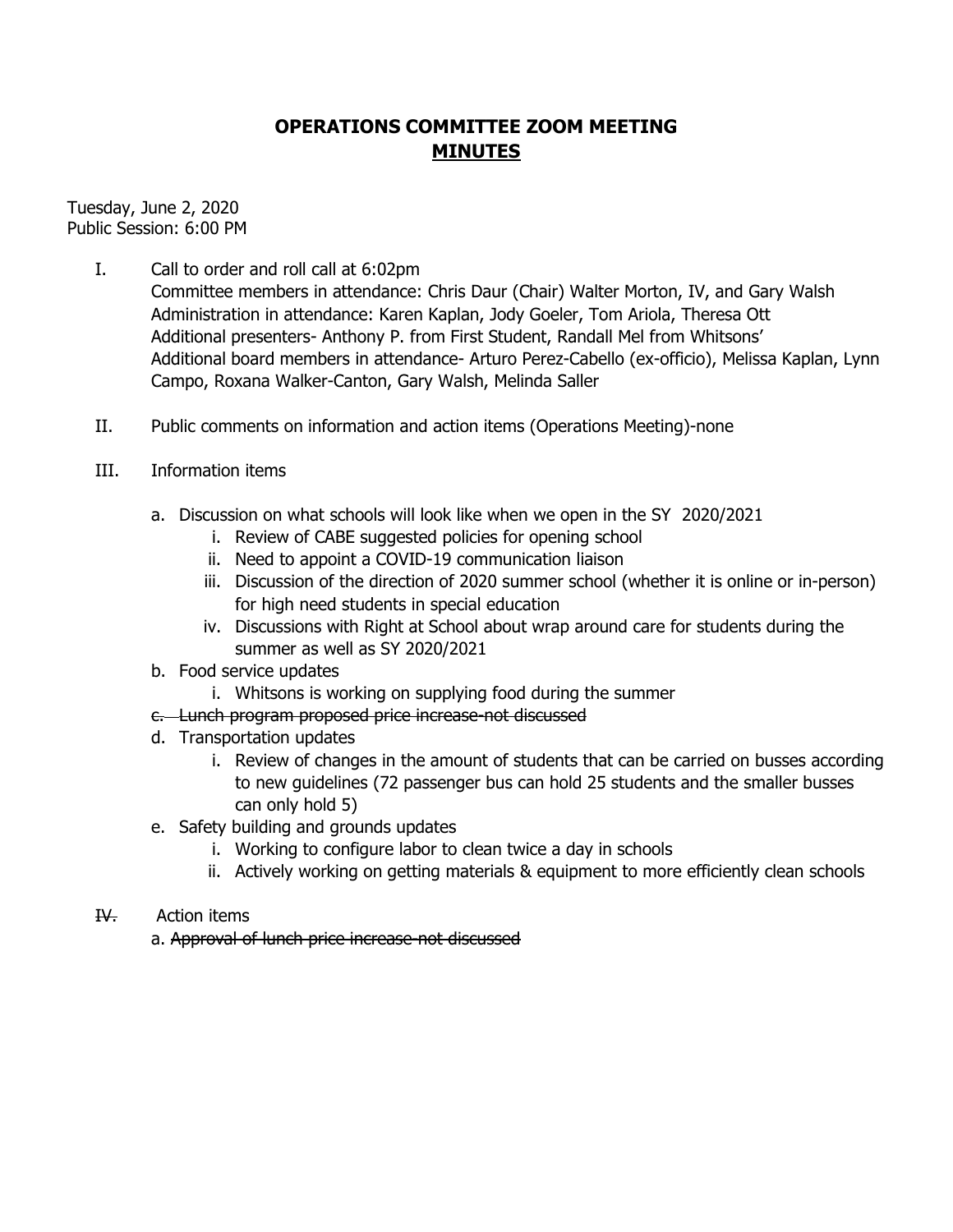# OPERATIONS COMMITTEE ZOOM MEETING
## <u>MINUTES</u>

Tuesday, June 2, 2020
Public Session: 6:00 PM

I. Call to order and roll call at 6:02pm
Committee members in attendance: Chris Daur (Chair) Walter Morton, IV, and Gary Walsh
Administration in attendance: Karen Kaplan, Jody Goeler, Tom Ariola, Theresa Ott
Additional presenters- Anthony P. from First Student, Randall Mel from Whitsons'
Additional board members in attendance- Arturo Perez-Cabello (ex-officio), Melissa Kaplan, Lynn Campo, Roxana Walker-Canton, Gary Walsh, Melinda Saller

II. Public comments on information and action items (Operations Meeting)-none

III. Information items

  a. Discussion on what schools will look like when we open in the SY 2020/2021
     i. Review of CABE suggested policies for opening school
     ii. Need to appoint a COVID-19 communication liaison
     iii. Discussion of the direction of 2020 summer school (whether it is online or in-person) for high need students in special education
     iv. Discussions with Right at School about wrap around care for students during the summer as well as SY 2020/2021
  b. Food service updates
     i. Whitsons is working on supplying food during the summer
  ~~c. Lunch program proposed price increase-not discussed~~
  d. Transportation updates
     i. Review of changes in the amount of students that can be carried on busses according to new guidelines (72 passenger bus can hold 25 students and the smaller busses can only hold 5)
  e. Safety building and grounds updates
     i. Working to configure labor to clean twice a day in schools
     ii. Actively working on getting materials & equipment to more efficiently clean schools

~~IV.~~ Action items
  a. ~~Approval of lunch price increase-not discussed~~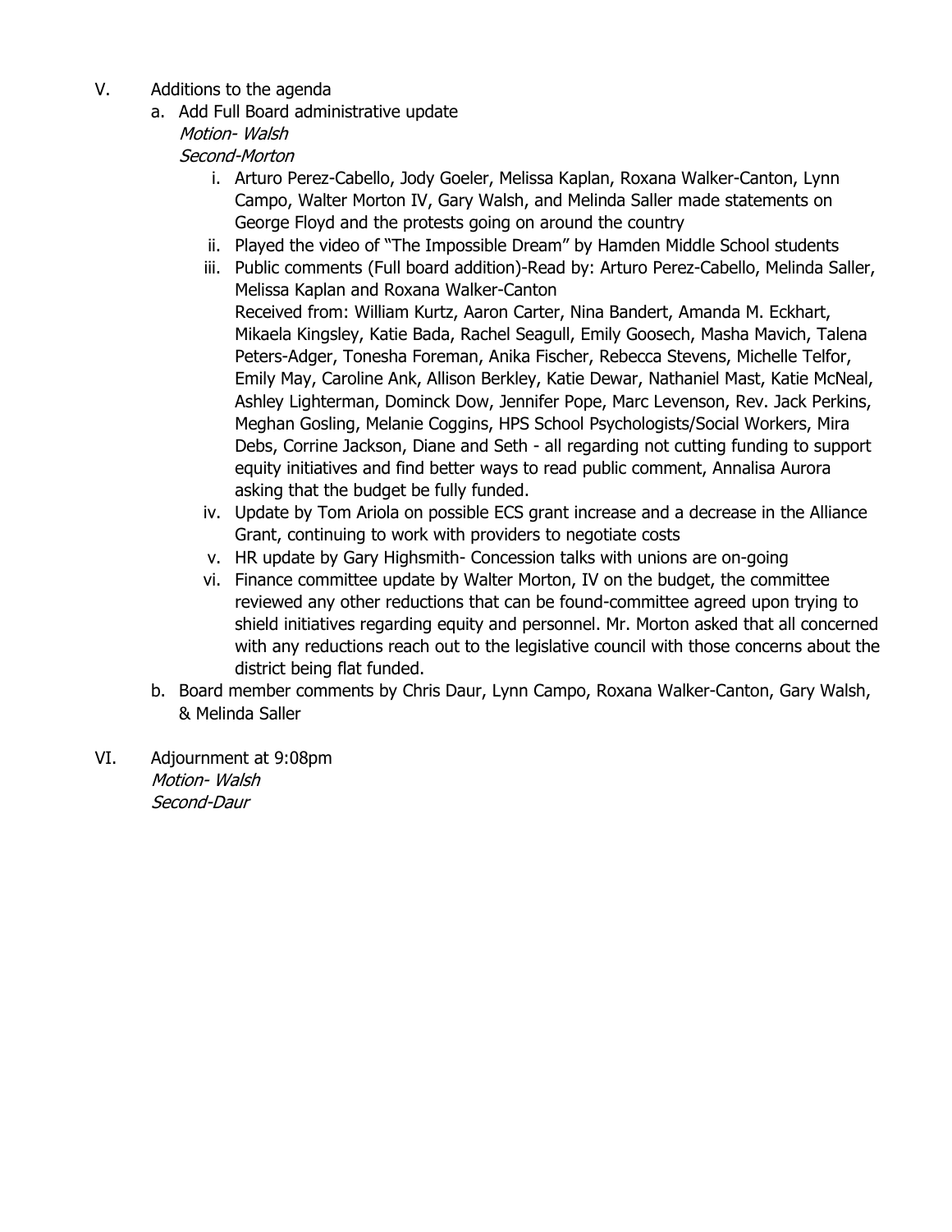V. Additions to the agenda

a. Add Full Board administrative update
*Motion- Walsh*
*Second-Morton*

i. Arturo Perez-Cabello, Jody Goeler, Melissa Kaplan, Roxana Walker-Canton, Lynn Campo, Walter Morton IV, Gary Walsh, and Melinda Saller made statements on George Floyd and the protests going on around the country

ii. Played the video of "The Impossible Dream" by Hamden Middle School students

iii. Public comments (Full board addition)-Read by: Arturo Perez-Cabello, Melinda Saller, Melissa Kaplan and Roxana Walker-Canton
Received from: William Kurtz, Aaron Carter, Nina Bandert, Amanda M. Eckhart, Mikaela Kingsley, Katie Bada, Rachel Seagull, Emily Goosech, Masha Mavich, Talena Peters-Adger, Tonesha Foreman, Anika Fischer, Rebecca Stevens, Michelle Telfor, Emily May, Caroline Ank, Allison Berkley, Katie Dewar, Nathaniel Mast, Katie McNeal, Ashley Lighterman, Dominck Dow, Jennifer Pope, Marc Levenson, Rev. Jack Perkins, Meghan Gosling, Melanie Coggins, HPS School Psychologists/Social Workers, Mira Debs, Corrine Jackson, Diane and Seth - all regarding not cutting funding to support equity initiatives and find better ways to read public comment, Annalisa Aurora asking that the budget be fully funded.

iv. Update by Tom Ariola on possible ECS grant increase and a decrease in the Alliance Grant, continuing to work with providers to negotiate costs

v. HR update by Gary Highsmith- Concession talks with unions are on-going

vi. Finance committee update by Walter Morton, IV on the budget, the committee reviewed any other reductions that can be found-committee agreed upon trying to shield initiatives regarding equity and personnel. Mr. Morton asked that all concerned with any reductions reach out to the legislative council with those concerns about the district being flat funded.

b. Board member comments by Chris Daur, Lynn Campo, Roxana Walker-Canton, Gary Walsh, & Melinda Saller

VI. Adjournment at 9:08pm
*Motion- Walsh*
*Second-Daur*